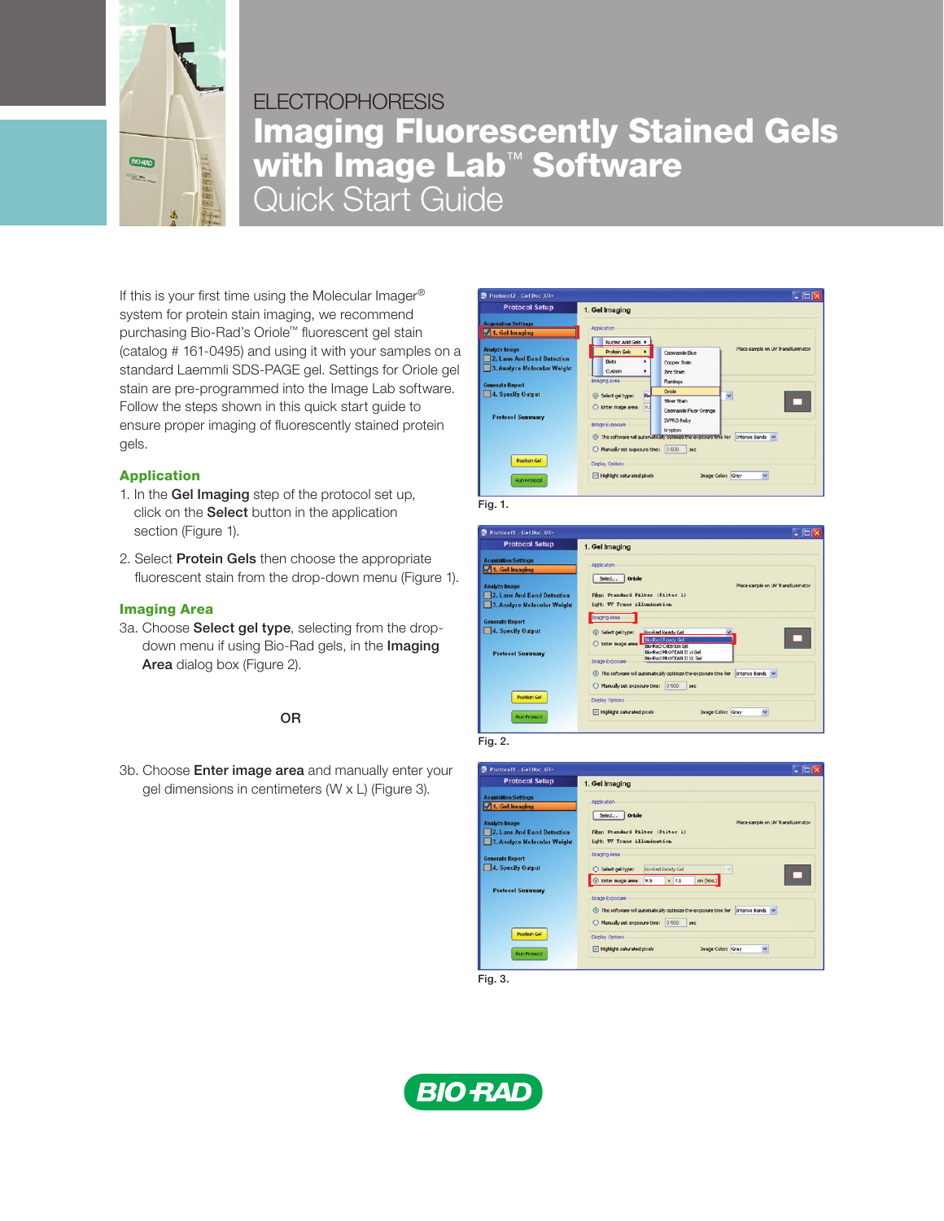ELECTROPHORESIS

# Imaging Fluorescently Stained Gels with Image Lab™ Software

## Quick Start Guide

If this is your first time using the Molecular Imager® system for protein stain imaging, we recommend purchasing Bio-Rad's Oriole™ fluorescent gel stain (catalog # 161-0495) and using it with your samples on a standard Laemmli SDS-PAGE gel. Settings for Oriole gel stain are pre-programmed into the Image Lab software. Follow the steps shown in this quick start guide to ensure proper imaging of fluorescently stained protein gels.

### Application

1. In the **Gel Imaging** step of the protocol set up, click on the **Select** button in the application section (Figure 1).

2. Select **Protein Gels** then choose the appropriate fluorescent stain from the drop-down menu (Figure 1).

### Imaging Area

3a. Choose **Select gel type**, selecting from the drop-down menu if using Bio-Rad gels, in the **Imaging Area** dialog box (Figure 2).

OR

3b. Choose **Enter image area** and manually enter your gel dimensions in centimeters (W x L) (Figure 3).

Fig. 1.

Fig. 2.

Fig. 3.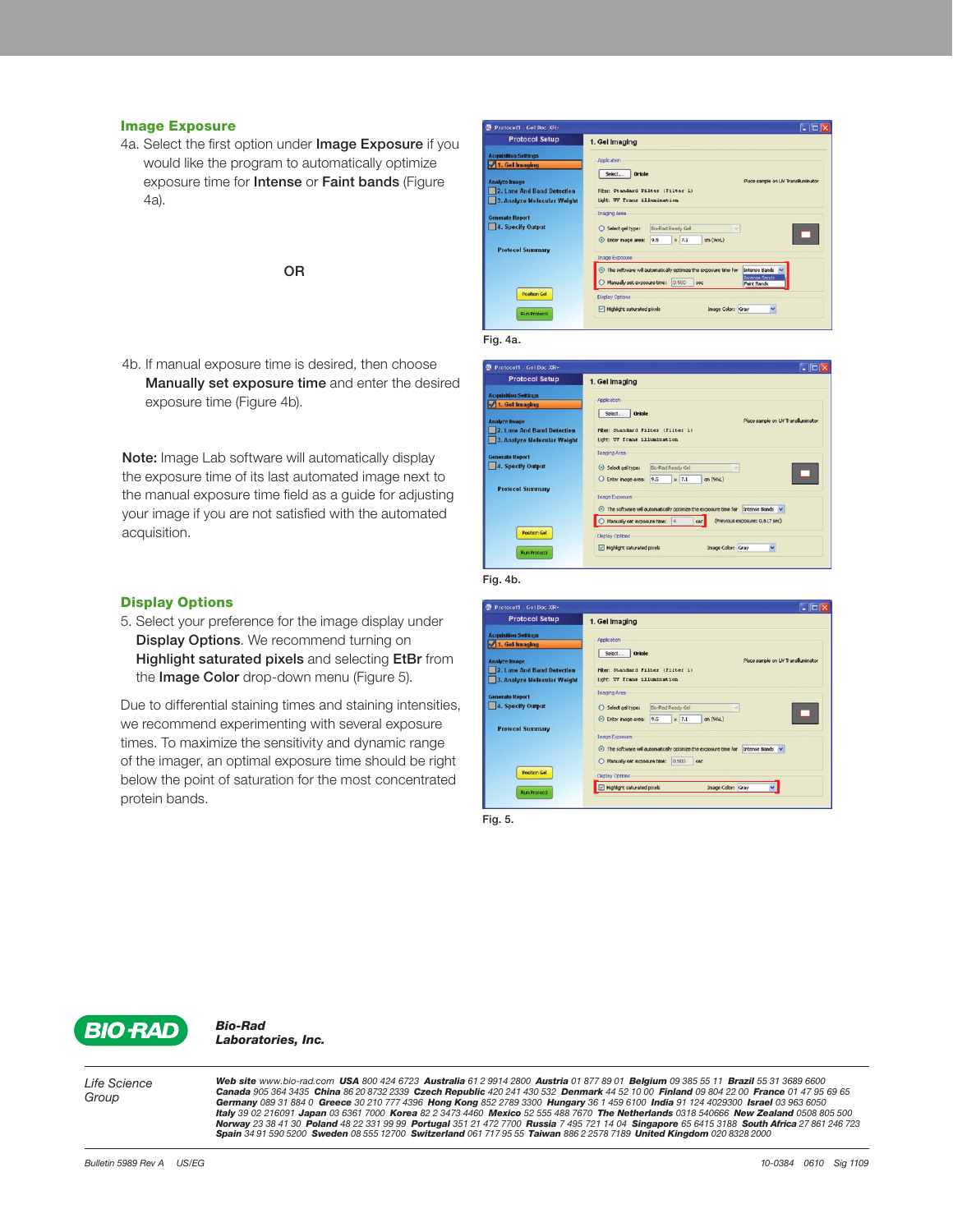## Image Exposure

4a. Select the first option under **Image Exposure** if you would like the program to automatically optimize exposure time for **Intense** or **Faint bands** (Figure 4a).

Fig. 4a.

OR

4b. If manual exposure time is desired, then choose **Manually set exposure time** and enter the desired exposure time (Figure 4b).

**Note:** Image Lab software will automatically display the exposure time of its last automated image next to the manual exposure time field as a guide for adjusting your image if you are not satisfied with the automated acquisition.

Fig. 4b.

## Display Options

5. Select your preference for the image display under **Display Options**. We recommend turning on **Highlight saturated pixels** and selecting **EtBr** from the **Image Color** drop-down menu (Figure 5).

Due to differential staining times and staining intensities, we recommend experimenting with several exposure times. To maximize the sensitivity and dynamic range of the imager, an optimal exposure time should be right below the point of saturation for the most concentrated protein bands.

Fig. 5.

**Bio-Rad Laboratories, Inc.**

*Life Science Group*

**Web site** www.bio-rad.com **USA** 800 424 6723 **Australia** 61 2 9914 2800 **Austria** 01 877 89 01 **Belgium** 09 385 55 11 **Brazil** 55 31 3689 6600 **Canada** 905 364 3435 **China** 86 20 8732 2339 **Czech Republic** 420 241 430 532 **Denmark** 44 52 10 00 **Finland** 09 804 22 00 **France** 01 47 95 69 65 **Germany** 089 31 884 0 **Greece** 30 210 777 4396 **Hong Kong** 852 2789 3300 **Hungary** 36 1 459 6100 **India** 91 124 4029300 **Israel** 03 963 6050 **Italy** 39 02 216091 **Japan** 03 6361 7000 **Korea** 82 2 3473 4460 **Mexico** 52 555 488 7670 **The Netherlands** 0318 540666 **New Zealand** 0508 805 500 **Norway** 23 38 41 30 **Poland** 48 22 331 99 99 **Portugal** 351 21 472 7700 **Russia** 7 495 721 14 04 **Singapore** 65 6415 3188 **South Africa** 27 861 246 723 **Spain** 34 91 590 5200 **Sweden** 08 555 12700 **Switzerland** 061 717 95 55 **Taiwan** 886 2 2578 7189 **United Kingdom** 020 8328 2000

Bulletin 5989 Rev A US/EG 10-0384 0610 Sig 1109